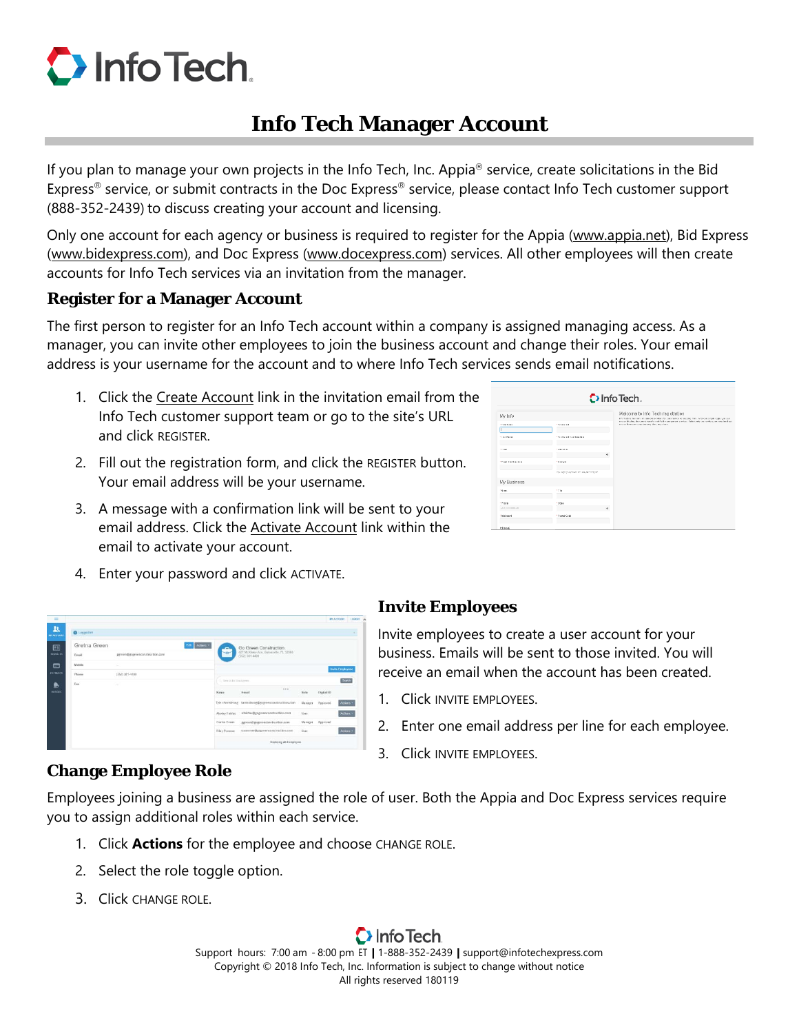# Info Tech Manager Account

If you plan to manage your own projects in the Info Tech, Inc. Appia® service, create solicitations in the Bid Express® service, or submit contracts in the Doc Express® service, please contact Info Tech customer support (888-352-2439) to discuss creating your account and licensing.

Only one account for each agency or business is required to register for the Appia (www.appia.net), Bid Express (www.bidexpress.com), and Doc Express (www.docexpress.com) services. All other employees will then create accounts for Info Tech services via an invitation from the manager.

## Register for a Manager Account

The first person to register for an Info Tech account within a company is assigned managing access. As a manager, you can invite other employees to join the business account and change their roles. Your email address is your username for the account and to where Info Tech services sends email notifications.

1. Click the Create Account link in the invitation email from the Info Tech customer support team or go to the site's URL and click REGISTER.
2. Fill out the registration form, and click the REGISTER button. Your email address will be your username.
3. A message with a confirmation link will be sent to your email address. Click the Activate Account link within the email to activate your account.
4. Enter your password and click ACTIVATE.

## Invite Employees

Invite employees to create a user account for your business. Emails will be sent to those invited. You will receive an email when the account has been created.

1. Click INVITE EMPLOYEES.
2. Enter one email address per line for each employee.
3. Click INVITE EMPLOYEES.

## Change Employee Role

Employees joining a business are assigned the role of user. Both the Appia and Doc Express services require you to assign additional roles within each service.

1. Click **Actions** for the employee and choose CHANGE ROLE.
2. Select the role toggle option.
3. Click CHANGE ROLE.

Support hours: 7:00 am - 8:00 pm ET | 1-888-352-2439 | support@infotechexpress.com
Copyright © 2018 Info Tech, Inc. Information is subject to change without notice
All rights reserved 180119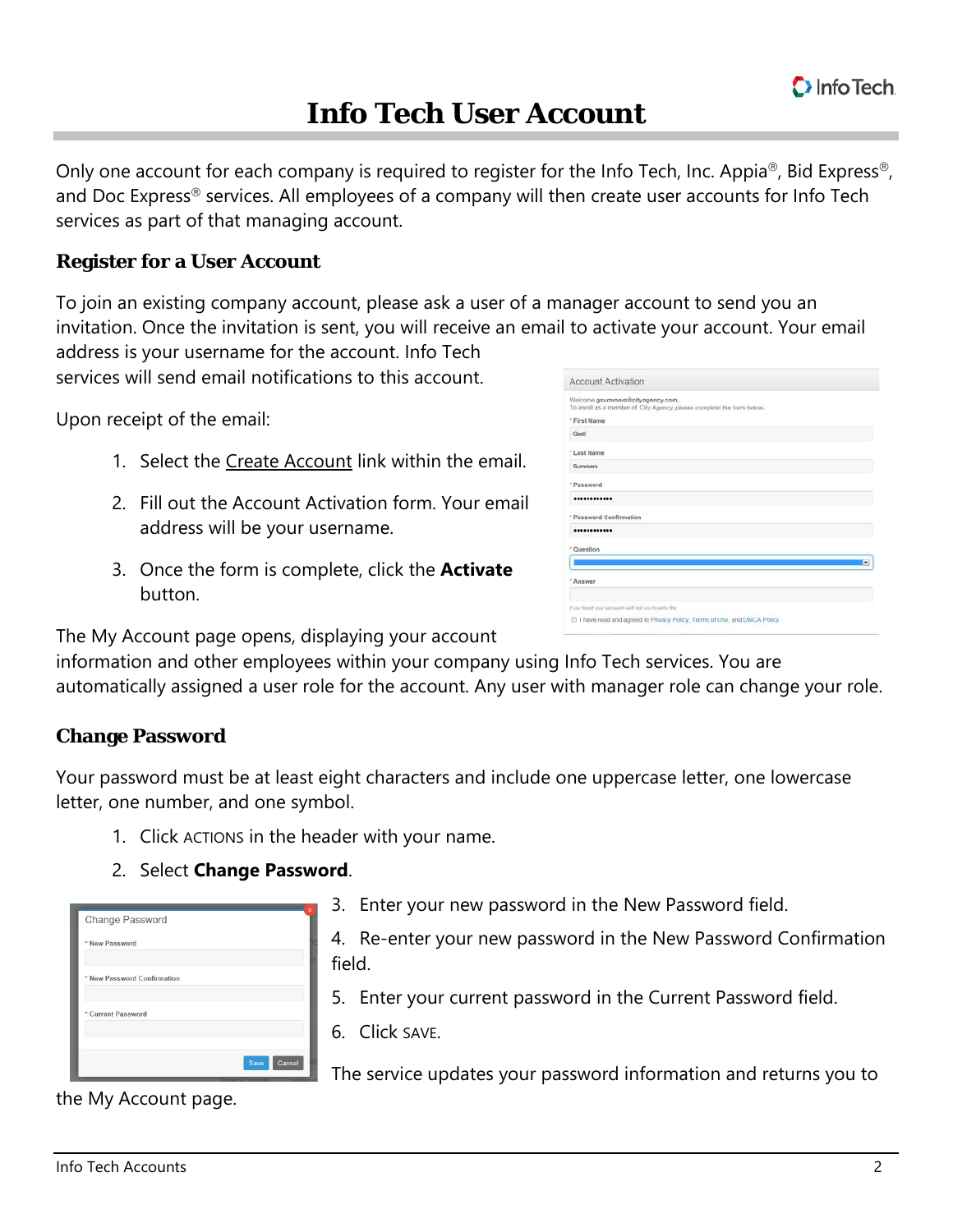# Info Tech User Account

Only one account for each company is required to register for the Info Tech, Inc. Appia®, Bid Express®, and Doc Express® services. All employees of a company will then create user accounts for Info Tech services as part of that managing account.

## Register for a User Account

To join an existing company account, please ask a user of a manager account to send you an invitation. Once the invitation is sent, you will receive an email to activate your account. Your email address is your username for the account. Info Tech services will send email notifications to this account.

Upon receipt of the email:

1. Select the Create Account link within the email.
2. Fill out the Account Activation form. Your email address will be your username.
3. Once the form is complete, click the **Activate** button.

The My Account page opens, displaying your account information and other employees within your company using Info Tech services. You are automatically assigned a user role for the account. Any user with manager role can change your role.

## Change Password

Your password must be at least eight characters and include one uppercase letter, one lowercase letter, one number, and one symbol.

1. Click ACTIONS in the header with your name.
2. Select **Change Password**.
3. Enter your new password in the New Password field.
4. Re-enter your new password in the New Password Confirmation field.
5. Enter your current password in the Current Password field.
6. Click SAVE.

The service updates your password information and returns you to the My Account page.